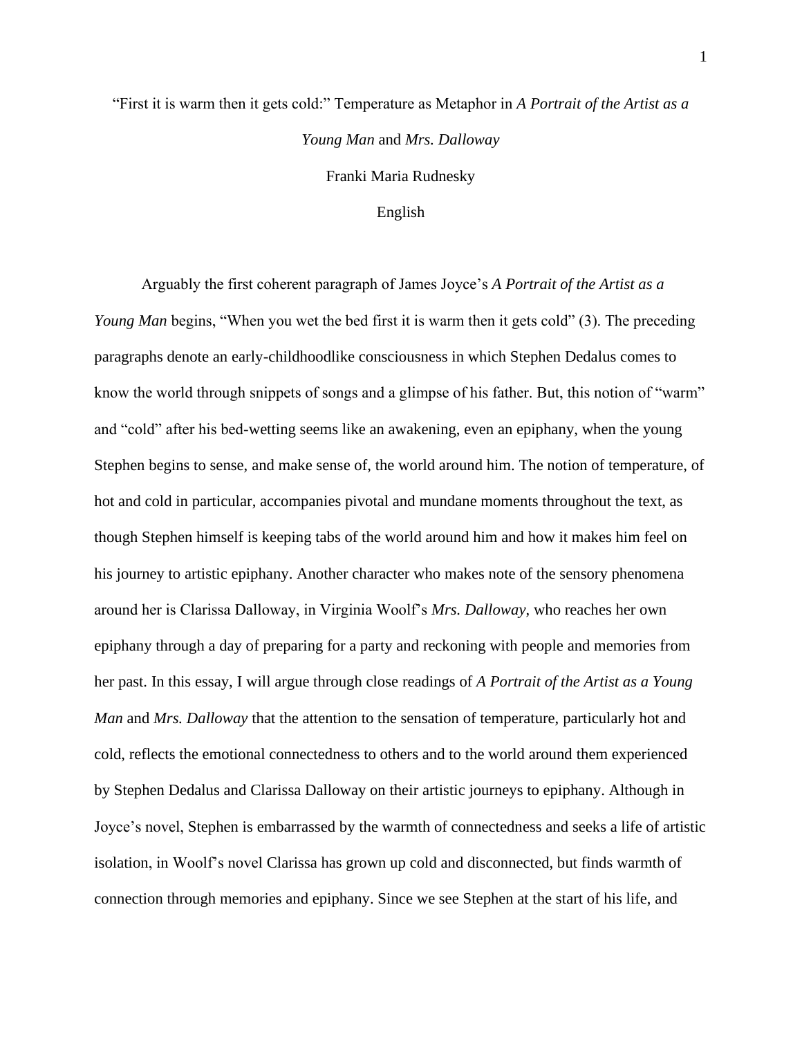# "First it is warm then it gets cold:" Temperature as Metaphor in *A Portrait of the Artist as a Young Man* and *Mrs. Dalloway*

Franki Maria Rudnesky

English

Arguably the first coherent paragraph of James Joyce's *A Portrait of the Artist as a Young Man* begins, "When you wet the bed first it is warm then it gets cold" (3). The preceding paragraphs denote an early-childhoodlike consciousness in which Stephen Dedalus comes to know the world through snippets of songs and a glimpse of his father. But, this notion of "warm" and "cold" after his bed-wetting seems like an awakening, even an epiphany, when the young Stephen begins to sense, and make sense of, the world around him. The notion of temperature, of hot and cold in particular, accompanies pivotal and mundane moments throughout the text, as though Stephen himself is keeping tabs of the world around him and how it makes him feel on his journey to artistic epiphany. Another character who makes note of the sensory phenomena around her is Clarissa Dalloway, in Virginia Woolf's *Mrs. Dalloway*, who reaches her own epiphany through a day of preparing for a party and reckoning with people and memories from her past. In this essay, I will argue through close readings of *A Portrait of the Artist as a Young Man* and *Mrs. Dalloway* that the attention to the sensation of temperature, particularly hot and cold, reflects the emotional connectedness to others and to the world around them experienced by Stephen Dedalus and Clarissa Dalloway on their artistic journeys to epiphany. Although in Joyce's novel, Stephen is embarrassed by the warmth of connectedness and seeks a life of artistic isolation, in Woolf's novel Clarissa has grown up cold and disconnected, but finds warmth of connection through memories and epiphany. Since we see Stephen at the start of his life, and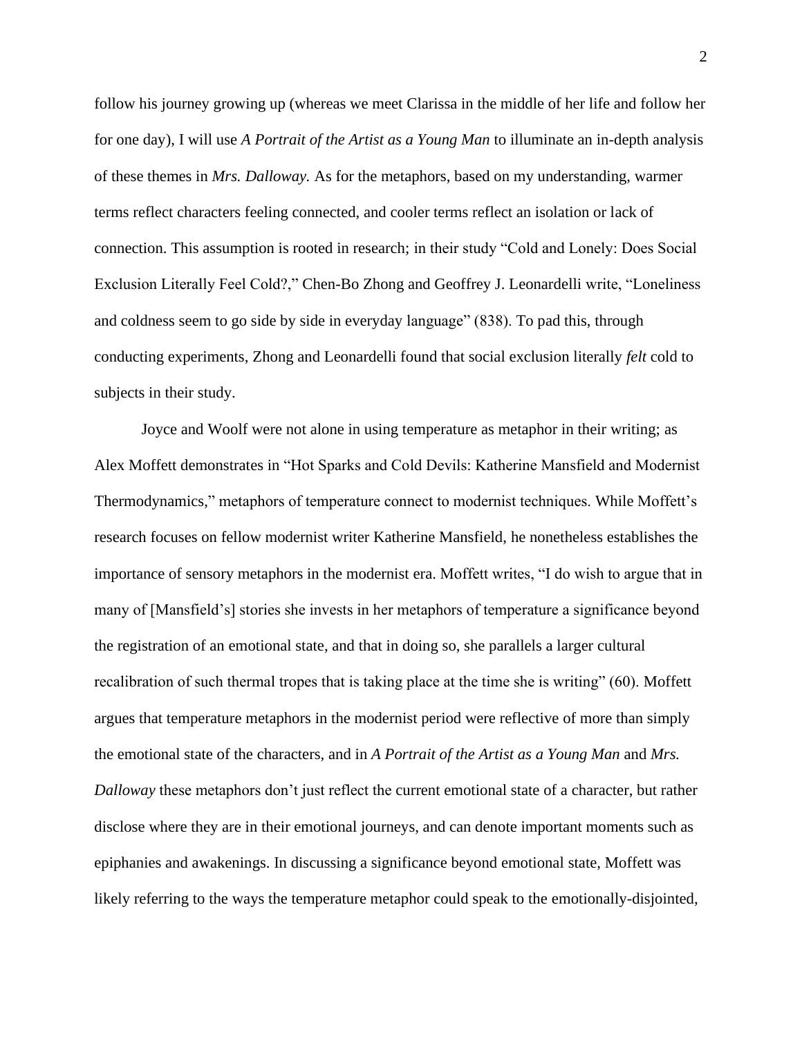follow his journey growing up (whereas we meet Clarissa in the middle of her life and follow her for one day), I will use *A Portrait of the Artist as a Young Man* to illuminate an in-depth analysis of these themes in *Mrs. Dalloway.* As for the metaphors, based on my understanding, warmer terms reflect characters feeling connected, and cooler terms reflect an isolation or lack of connection. This assumption is rooted in research; in their study "Cold and Lonely: Does Social Exclusion Literally Feel Cold?," Chen-Bo Zhong and Geoffrey J. Leonardelli write, "Loneliness and coldness seem to go side by side in everyday language" (838). To pad this, through conducting experiments, Zhong and Leonardelli found that social exclusion literally *felt* cold to subjects in their study.

Joyce and Woolf were not alone in using temperature as metaphor in their writing; as Alex Moffett demonstrates in "Hot Sparks and Cold Devils: Katherine Mansfield and Modernist Thermodynamics," metaphors of temperature connect to modernist techniques. While Moffett's research focuses on fellow modernist writer Katherine Mansfield, he nonetheless establishes the importance of sensory metaphors in the modernist era. Moffett writes, "I do wish to argue that in many of [Mansfield's] stories she invests in her metaphors of temperature a significance beyond the registration of an emotional state, and that in doing so, she parallels a larger cultural recalibration of such thermal tropes that is taking place at the time she is writing" (60). Moffett argues that temperature metaphors in the modernist period were reflective of more than simply the emotional state of the characters, and in *A Portrait of the Artist as a Young Man* and *Mrs. Dalloway* these metaphors don't just reflect the current emotional state of a character, but rather disclose where they are in their emotional journeys, and can denote important moments such as epiphanies and awakenings. In discussing a significance beyond emotional state, Moffett was likely referring to the ways the temperature metaphor could speak to the emotionally-disjointed,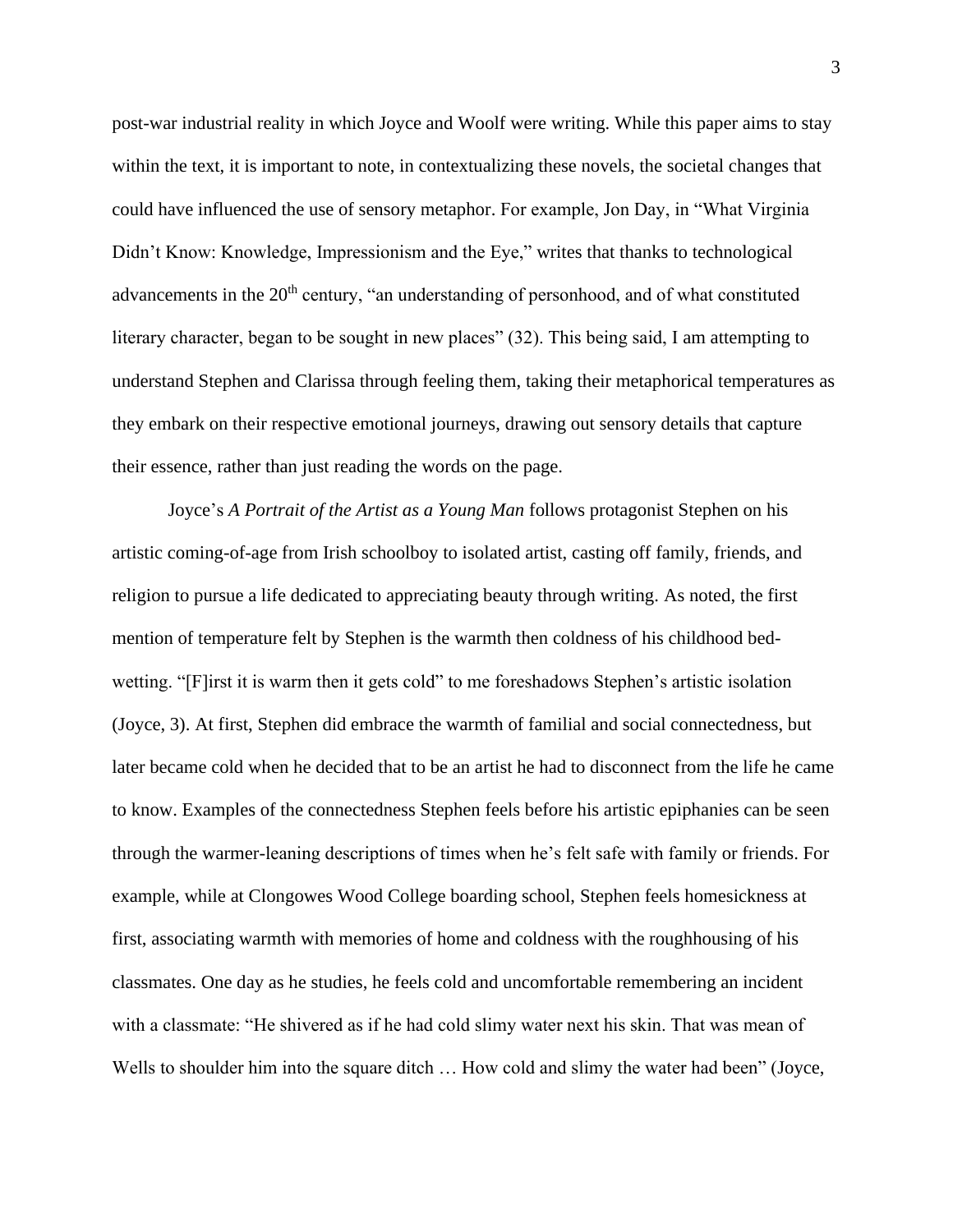post-war industrial reality in which Joyce and Woolf were writing. While this paper aims to stay within the text, it is important to note, in contextualizing these novels, the societal changes that could have influenced the use of sensory metaphor. For example, Jon Day, in "What Virginia Didn't Know: Knowledge, Impressionism and the Eye," writes that thanks to technological advancements in the 20th century, "an understanding of personhood, and of what constituted literary character, began to be sought in new places" (32). This being said, I am attempting to understand Stephen and Clarissa through feeling them, taking their metaphorical temperatures as they embark on their respective emotional journeys, drawing out sensory details that capture their essence, rather than just reading the words on the page.

Joyce's *A Portrait of the Artist as a Young Man* follows protagonist Stephen on his artistic coming-of-age from Irish schoolboy to isolated artist, casting off family, friends, and religion to pursue a life dedicated to appreciating beauty through writing. As noted, the first mention of temperature felt by Stephen is the warmth then coldness of his childhood bed-wetting. "[F]irst it is warm then it gets cold" to me foreshadows Stephen's artistic isolation (Joyce, 3). At first, Stephen did embrace the warmth of familial and social connectedness, but later became cold when he decided that to be an artist he had to disconnect from the life he came to know. Examples of the connectedness Stephen feels before his artistic epiphanies can be seen through the warmer-leaning descriptions of times when he's felt safe with family or friends. For example, while at Clongowes Wood College boarding school, Stephen feels homesickness at first, associating warmth with memories of home and coldness with the roughhousing of his classmates. One day as he studies, he feels cold and uncomfortable remembering an incident with a classmate: "He shivered as if he had cold slimy water next his skin. That was mean of Wells to shoulder him into the square ditch … How cold and slimy the water had been" (Joyce,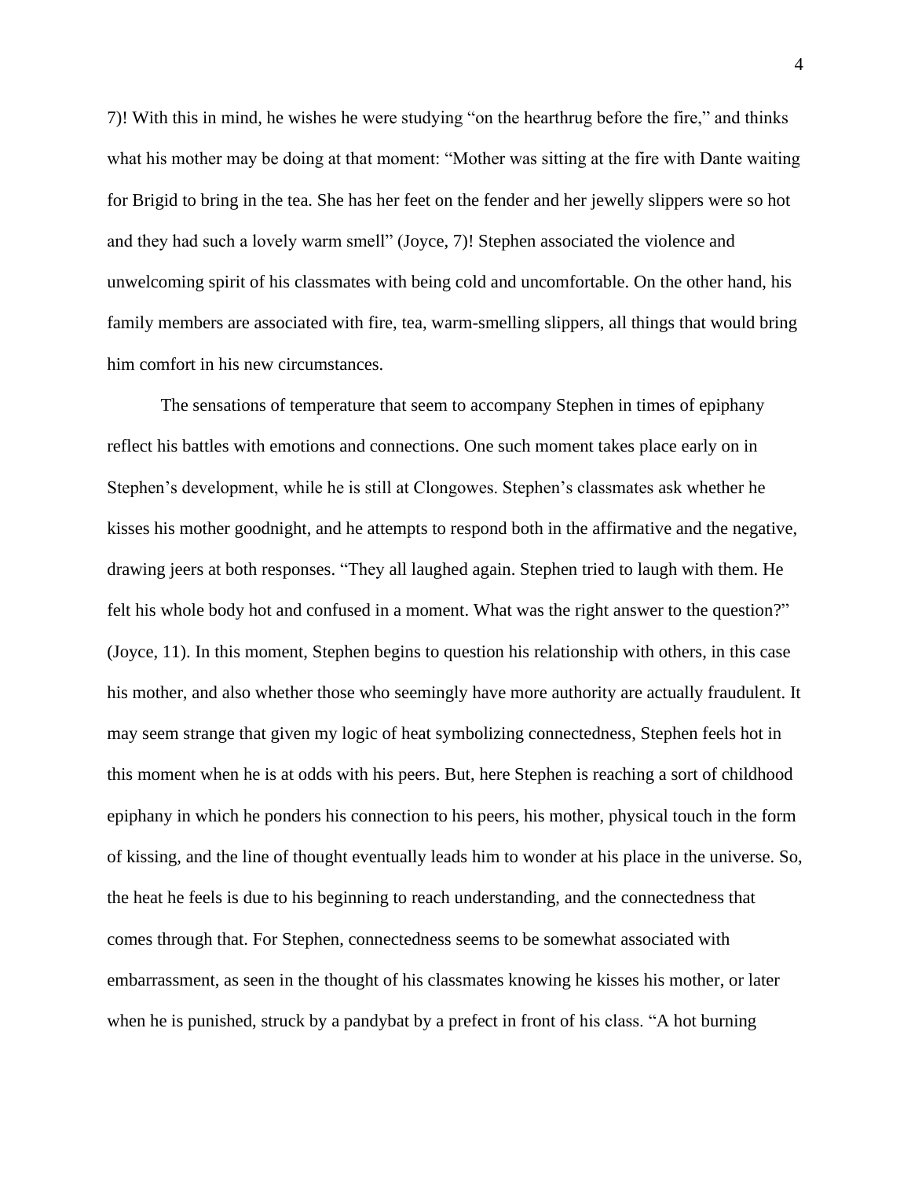7)! With this in mind, he wishes he were studying "on the hearthrug before the fire," and thinks what his mother may be doing at that moment: "Mother was sitting at the fire with Dante waiting for Brigid to bring in the tea. She has her feet on the fender and her jewelly slippers were so hot and they had such a lovely warm smell" (Joyce, 7)! Stephen associated the violence and unwelcoming spirit of his classmates with being cold and uncomfortable. On the other hand, his family members are associated with fire, tea, warm-smelling slippers, all things that would bring him comfort in his new circumstances.

The sensations of temperature that seem to accompany Stephen in times of epiphany reflect his battles with emotions and connections. One such moment takes place early on in Stephen's development, while he is still at Clongowes. Stephen's classmates ask whether he kisses his mother goodnight, and he attempts to respond both in the affirmative and the negative, drawing jeers at both responses. "They all laughed again. Stephen tried to laugh with them. He felt his whole body hot and confused in a moment. What was the right answer to the question?" (Joyce, 11). In this moment, Stephen begins to question his relationship with others, in this case his mother, and also whether those who seemingly have more authority are actually fraudulent. It may seem strange that given my logic of heat symbolizing connectedness, Stephen feels hot in this moment when he is at odds with his peers. But, here Stephen is reaching a sort of childhood epiphany in which he ponders his connection to his peers, his mother, physical touch in the form of kissing, and the line of thought eventually leads him to wonder at his place in the universe. So, the heat he feels is due to his beginning to reach understanding, and the connectedness that comes through that. For Stephen, connectedness seems to be somewhat associated with embarrassment, as seen in the thought of his classmates knowing he kisses his mother, or later when he is punished, struck by a pandybat by a prefect in front of his class. "A hot burning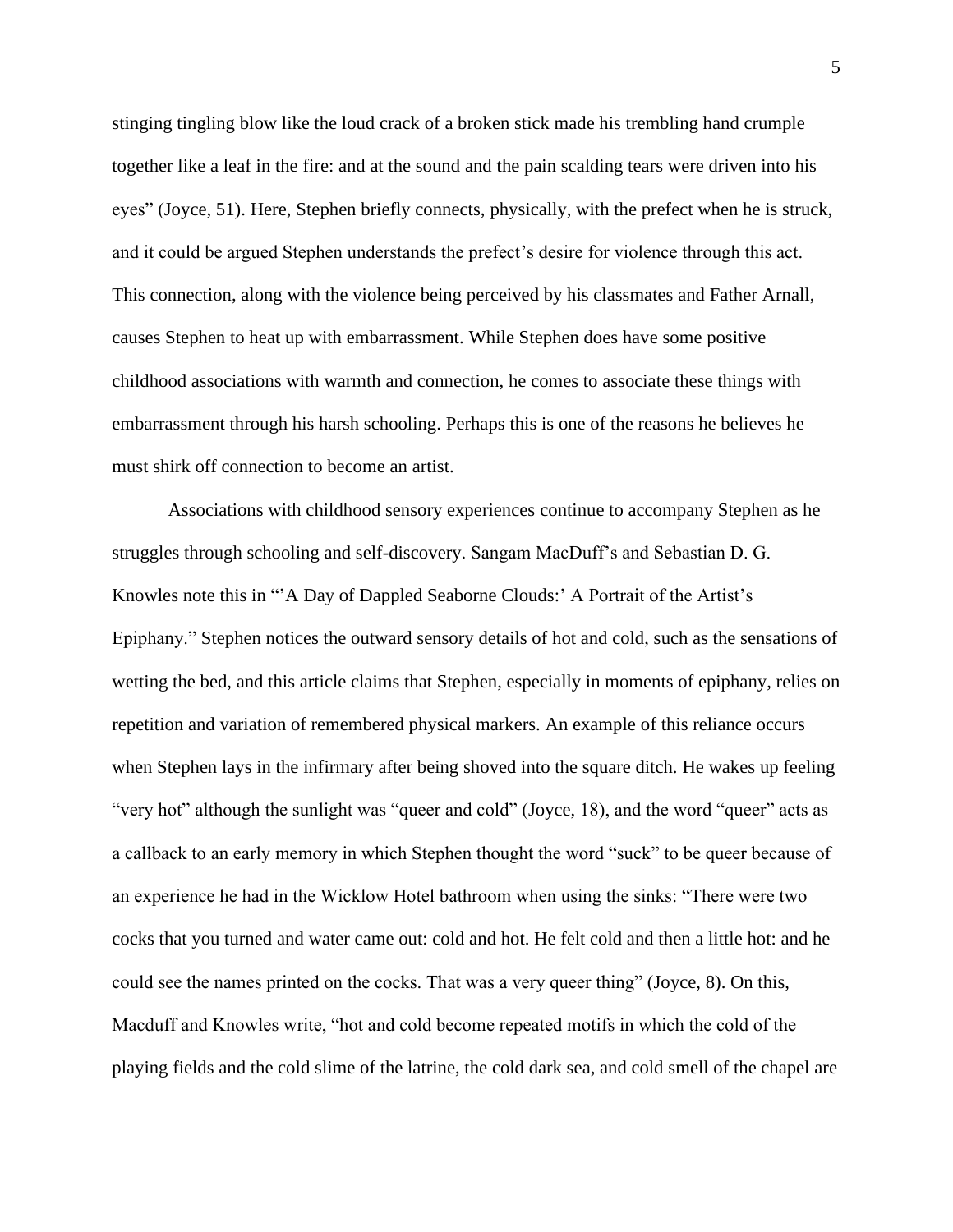stinging tingling blow like the loud crack of a broken stick made his trembling hand crumple together like a leaf in the fire: and at the sound and the pain scalding tears were driven into his eyes" (Joyce, 51). Here, Stephen briefly connects, physically, with the prefect when he is struck, and it could be argued Stephen understands the prefect's desire for violence through this act. This connection, along with the violence being perceived by his classmates and Father Arnall, causes Stephen to heat up with embarrassment. While Stephen does have some positive childhood associations with warmth and connection, he comes to associate these things with embarrassment through his harsh schooling. Perhaps this is one of the reasons he believes he must shirk off connection to become an artist.

Associations with childhood sensory experiences continue to accompany Stephen as he struggles through schooling and self-discovery. Sangam MacDuff's and Sebastian D. G. Knowles note this in "'A Day of Dappled Seaborne Clouds:' A Portrait of the Artist's Epiphany." Stephen notices the outward sensory details of hot and cold, such as the sensations of wetting the bed, and this article claims that Stephen, especially in moments of epiphany, relies on repetition and variation of remembered physical markers. An example of this reliance occurs when Stephen lays in the infirmary after being shoved into the square ditch. He wakes up feeling "very hot" although the sunlight was "queer and cold" (Joyce, 18), and the word "queer" acts as a callback to an early memory in which Stephen thought the word "suck" to be queer because of an experience he had in the Wicklow Hotel bathroom when using the sinks: "There were two cocks that you turned and water came out: cold and hot. He felt cold and then a little hot: and he could see the names printed on the cocks. That was a very queer thing" (Joyce, 8). On this, Macduff and Knowles write, "hot and cold become repeated motifs in which the cold of the playing fields and the cold slime of the latrine, the cold dark sea, and cold smell of the chapel are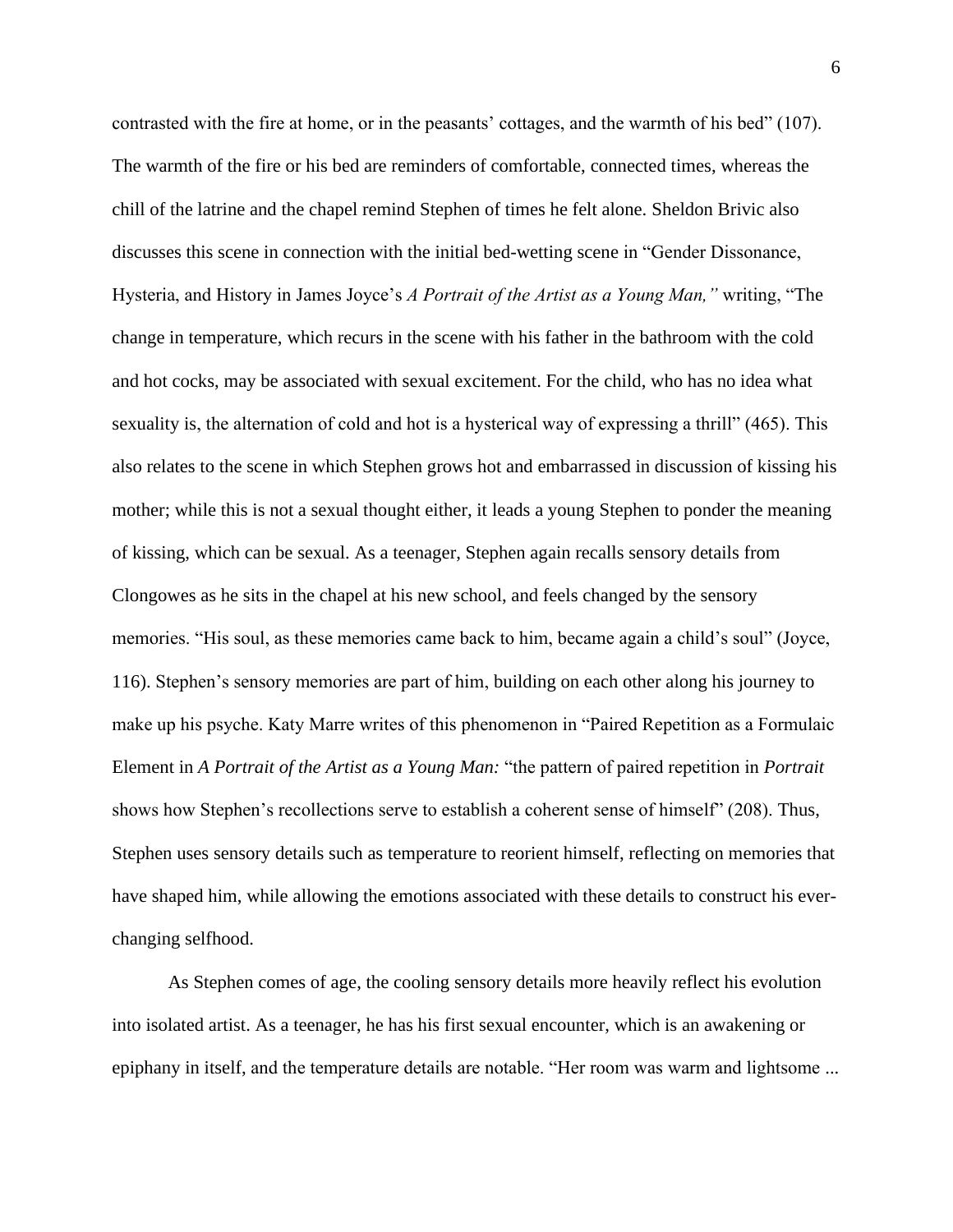contrasted with the fire at home, or in the peasants' cottages, and the warmth of his bed" (107). The warmth of the fire or his bed are reminders of comfortable, connected times, whereas the chill of the latrine and the chapel remind Stephen of times he felt alone. Sheldon Brivic also discusses this scene in connection with the initial bed-wetting scene in "Gender Dissonance, Hysteria, and History in James Joyce's *A Portrait of the Artist as a Young Man,"* writing, "The change in temperature, which recurs in the scene with his father in the bathroom with the cold and hot cocks, may be associated with sexual excitement. For the child, who has no idea what sexuality is, the alternation of cold and hot is a hysterical way of expressing a thrill" (465). This also relates to the scene in which Stephen grows hot and embarrassed in discussion of kissing his mother; while this is not a sexual thought either, it leads a young Stephen to ponder the meaning of kissing, which can be sexual. As a teenager, Stephen again recalls sensory details from Clongowes as he sits in the chapel at his new school, and feels changed by the sensory memories. "His soul, as these memories came back to him, became again a child's soul" (Joyce, 116). Stephen's sensory memories are part of him, building on each other along his journey to make up his psyche. Katy Marre writes of this phenomenon in "Paired Repetition as a Formulaic Element in *A Portrait of the Artist as a Young Man:* "the pattern of paired repetition in *Portrait* shows how Stephen's recollections serve to establish a coherent sense of himself" (208). Thus, Stephen uses sensory details such as temperature to reorient himself, reflecting on memories that have shaped him, while allowing the emotions associated with these details to construct his ever-changing selfhood.

As Stephen comes of age, the cooling sensory details more heavily reflect his evolution into isolated artist. As a teenager, he has his first sexual encounter, which is an awakening or epiphany in itself, and the temperature details are notable. "Her room was warm and lightsome ...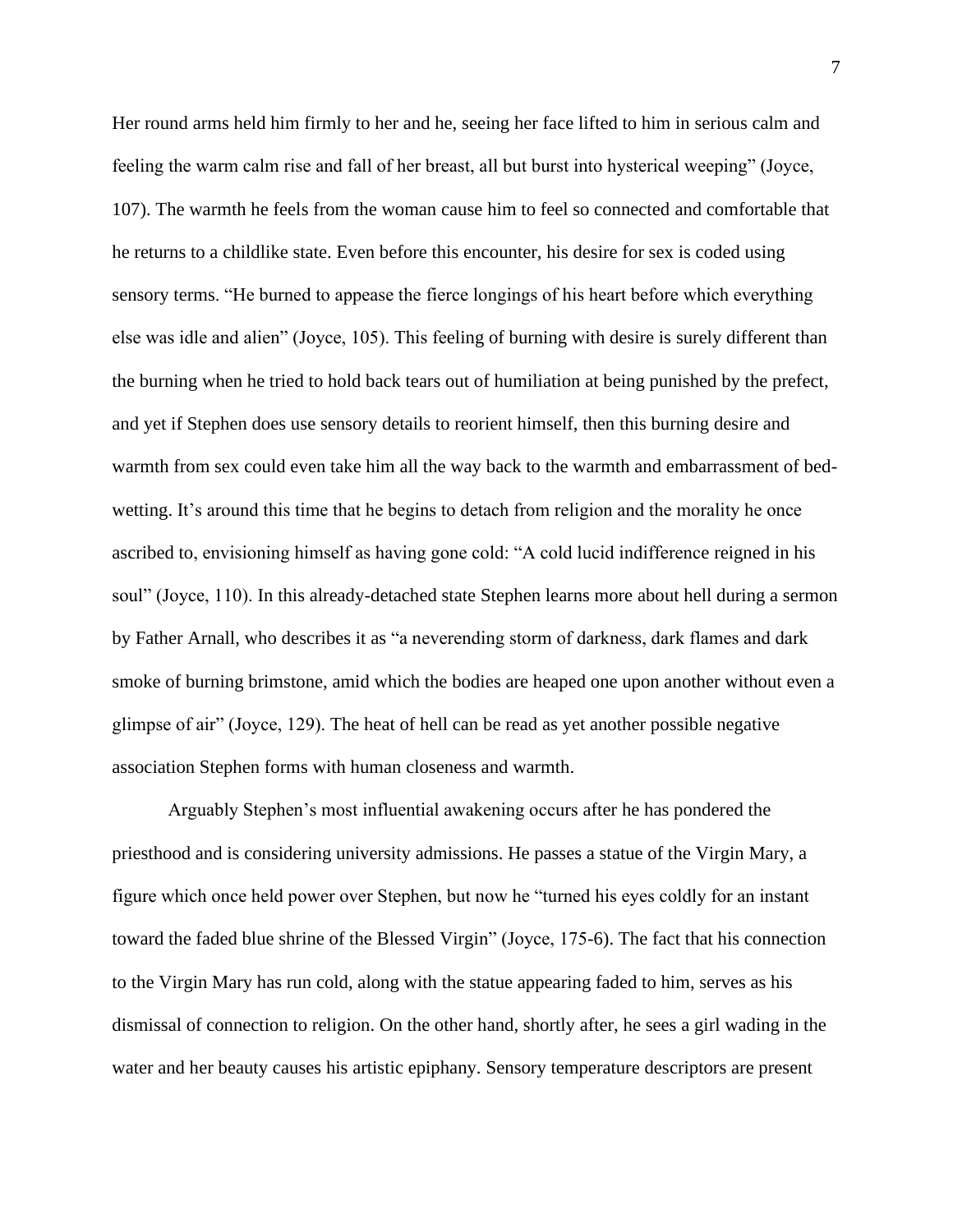Her round arms held him firmly to her and he, seeing her face lifted to him in serious calm and feeling the warm calm rise and fall of her breast, all but burst into hysterical weeping" (Joyce, 107). The warmth he feels from the woman cause him to feel so connected and comfortable that he returns to a childlike state. Even before this encounter, his desire for sex is coded using sensory terms. "He burned to appease the fierce longings of his heart before which everything else was idle and alien" (Joyce, 105). This feeling of burning with desire is surely different than the burning when he tried to hold back tears out of humiliation at being punished by the prefect, and yet if Stephen does use sensory details to reorient himself, then this burning desire and warmth from sex could even take him all the way back to the warmth and embarrassment of bed-wetting. It's around this time that he begins to detach from religion and the morality he once ascribed to, envisioning himself as having gone cold: "A cold lucid indifference reigned in his soul" (Joyce, 110). In this already-detached state Stephen learns more about hell during a sermon by Father Arnall, who describes it as "a neverending storm of darkness, dark flames and dark smoke of burning brimstone, amid which the bodies are heaped one upon another without even a glimpse of air" (Joyce, 129). The heat of hell can be read as yet another possible negative association Stephen forms with human closeness and warmth.

Arguably Stephen's most influential awakening occurs after he has pondered the priesthood and is considering university admissions. He passes a statue of the Virgin Mary, a figure which once held power over Stephen, but now he "turned his eyes coldly for an instant toward the faded blue shrine of the Blessed Virgin" (Joyce, 175-6). The fact that his connection to the Virgin Mary has run cold, along with the statue appearing faded to him, serves as his dismissal of connection to religion. On the other hand, shortly after, he sees a girl wading in the water and her beauty causes his artistic epiphany. Sensory temperature descriptors are present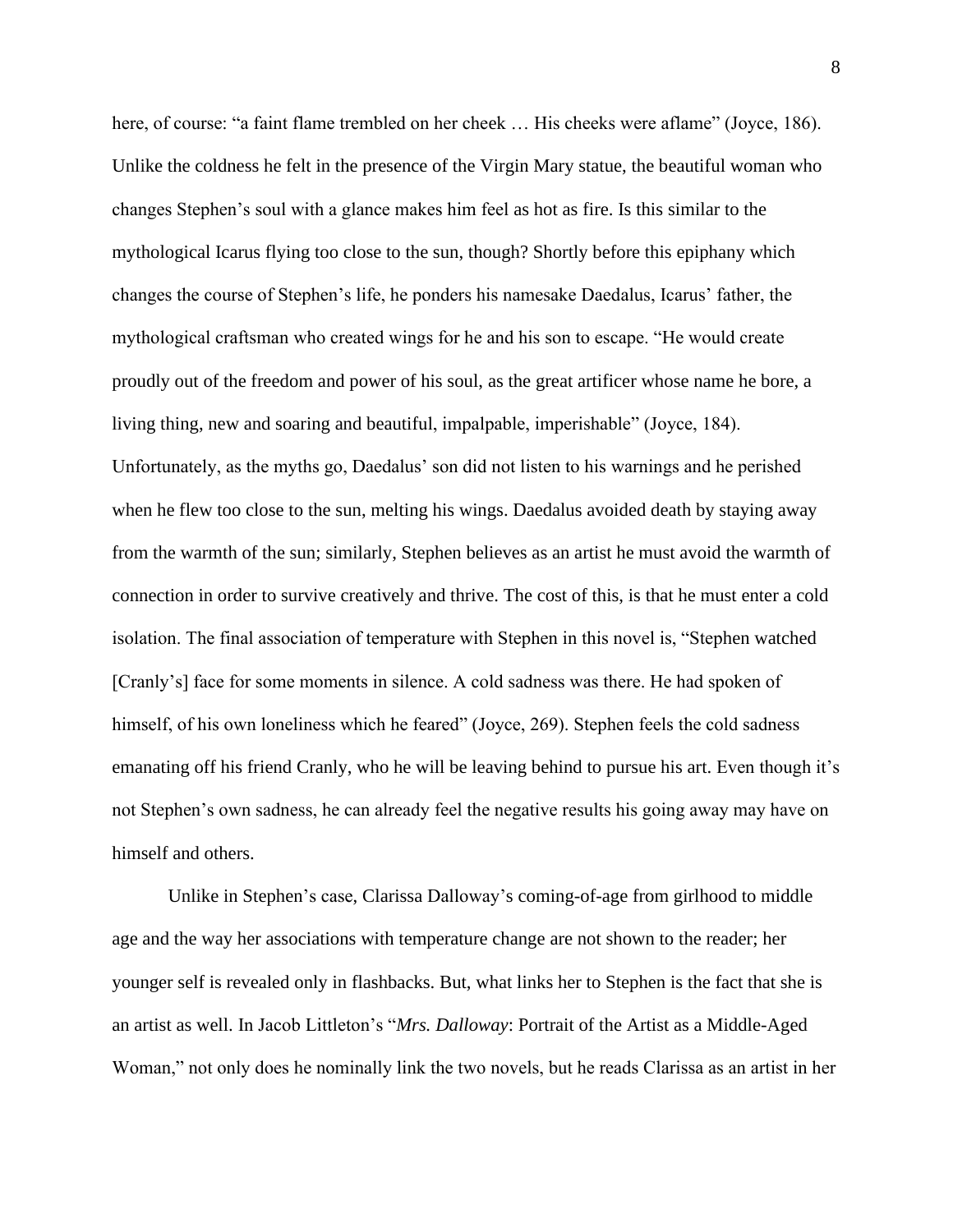here, of course: "a faint flame trembled on her cheek … His cheeks were aflame" (Joyce, 186). Unlike the coldness he felt in the presence of the Virgin Mary statue, the beautiful woman who changes Stephen's soul with a glance makes him feel as hot as fire. Is this similar to the mythological Icarus flying too close to the sun, though? Shortly before this epiphany which changes the course of Stephen's life, he ponders his namesake Daedalus, Icarus' father, the mythological craftsman who created wings for he and his son to escape. "He would create proudly out of the freedom and power of his soul, as the great artificer whose name he bore, a living thing, new and soaring and beautiful, impalpable, imperishable" (Joyce, 184). Unfortunately, as the myths go, Daedalus' son did not listen to his warnings and he perished when he flew too close to the sun, melting his wings. Daedalus avoided death by staying away from the warmth of the sun; similarly, Stephen believes as an artist he must avoid the warmth of connection in order to survive creatively and thrive. The cost of this, is that he must enter a cold isolation. The final association of temperature with Stephen in this novel is, "Stephen watched [Cranly's] face for some moments in silence. A cold sadness was there. He had spoken of himself, of his own loneliness which he feared" (Joyce, 269). Stephen feels the cold sadness emanating off his friend Cranly, who he will be leaving behind to pursue his art. Even though it's not Stephen's own sadness, he can already feel the negative results his going away may have on himself and others.

Unlike in Stephen's case, Clarissa Dalloway's coming-of-age from girlhood to middle age and the way her associations with temperature change are not shown to the reader; her younger self is revealed only in flashbacks. But, what links her to Stephen is the fact that she is an artist as well. In Jacob Littleton's "*Mrs. Dalloway*: Portrait of the Artist as a Middle-Aged Woman," not only does he nominally link the two novels, but he reads Clarissa as an artist in her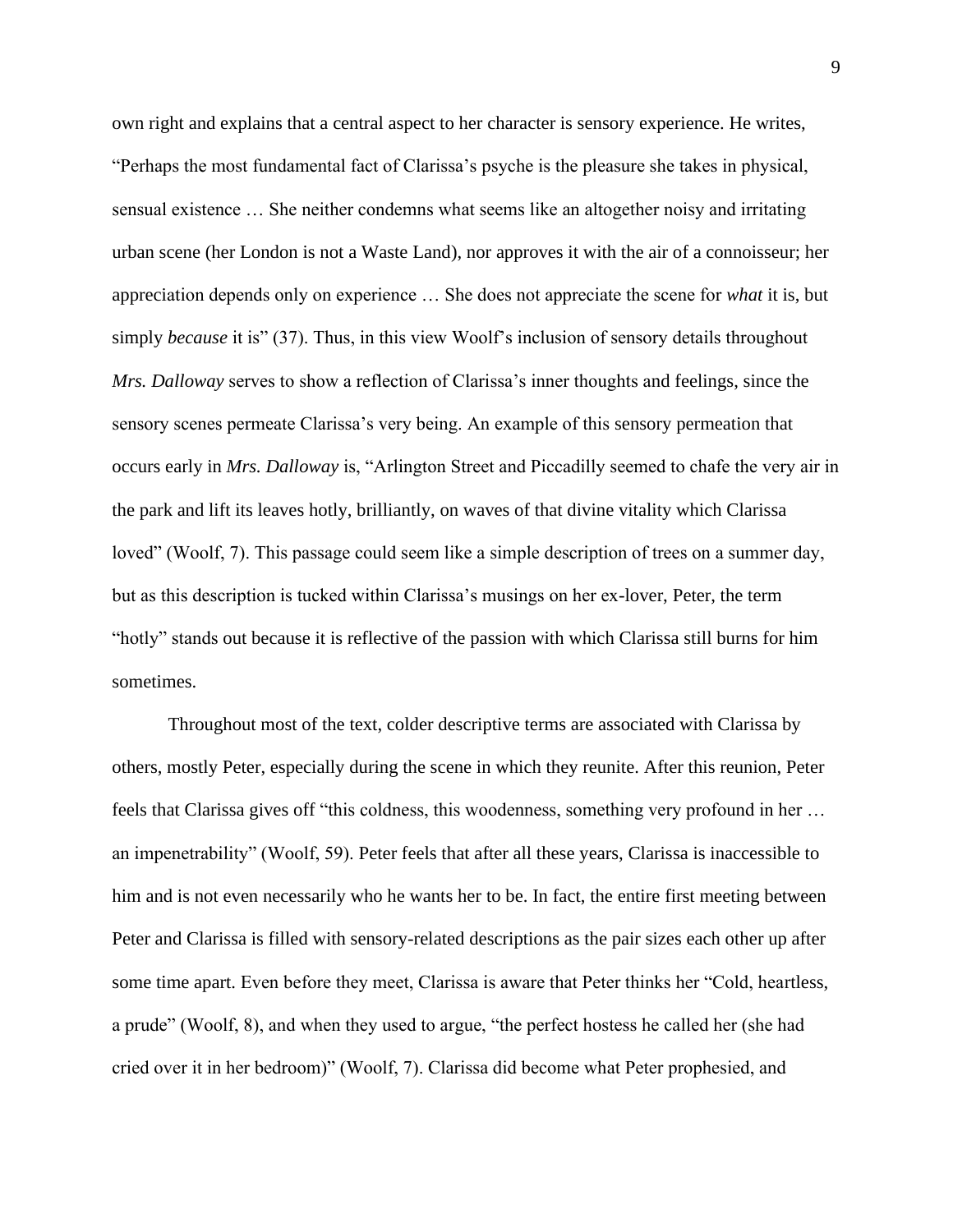own right and explains that a central aspect to her character is sensory experience. He writes, "Perhaps the most fundamental fact of Clarissa's psyche is the pleasure she takes in physical, sensual existence … She neither condemns what seems like an altogether noisy and irritating urban scene (her London is not a Waste Land), nor approves it with the air of a connoisseur; her appreciation depends only on experience … She does not appreciate the scene for *what* it is, but simply *because* it is" (37). Thus, in this view Woolf's inclusion of sensory details throughout *Mrs. Dalloway* serves to show a reflection of Clarissa's inner thoughts and feelings, since the sensory scenes permeate Clarissa's very being. An example of this sensory permeation that occurs early in *Mrs. Dalloway* is, "Arlington Street and Piccadilly seemed to chafe the very air in the park and lift its leaves hotly, brilliantly, on waves of that divine vitality which Clarissa loved" (Woolf, 7). This passage could seem like a simple description of trees on a summer day, but as this description is tucked within Clarissa's musings on her ex-lover, Peter, the term "hotly" stands out because it is reflective of the passion with which Clarissa still burns for him sometimes.

Throughout most of the text, colder descriptive terms are associated with Clarissa by others, mostly Peter, especially during the scene in which they reunite. After this reunion, Peter feels that Clarissa gives off "this coldness, this woodenness, something very profound in her … an impenetrability" (Woolf, 59). Peter feels that after all these years, Clarissa is inaccessible to him and is not even necessarily who he wants her to be. In fact, the entire first meeting between Peter and Clarissa is filled with sensory-related descriptions as the pair sizes each other up after some time apart. Even before they meet, Clarissa is aware that Peter thinks her "Cold, heartless, a prude" (Woolf, 8), and when they used to argue, "the perfect hostess he called her (she had cried over it in her bedroom)" (Woolf, 7). Clarissa did become what Peter prophesied, and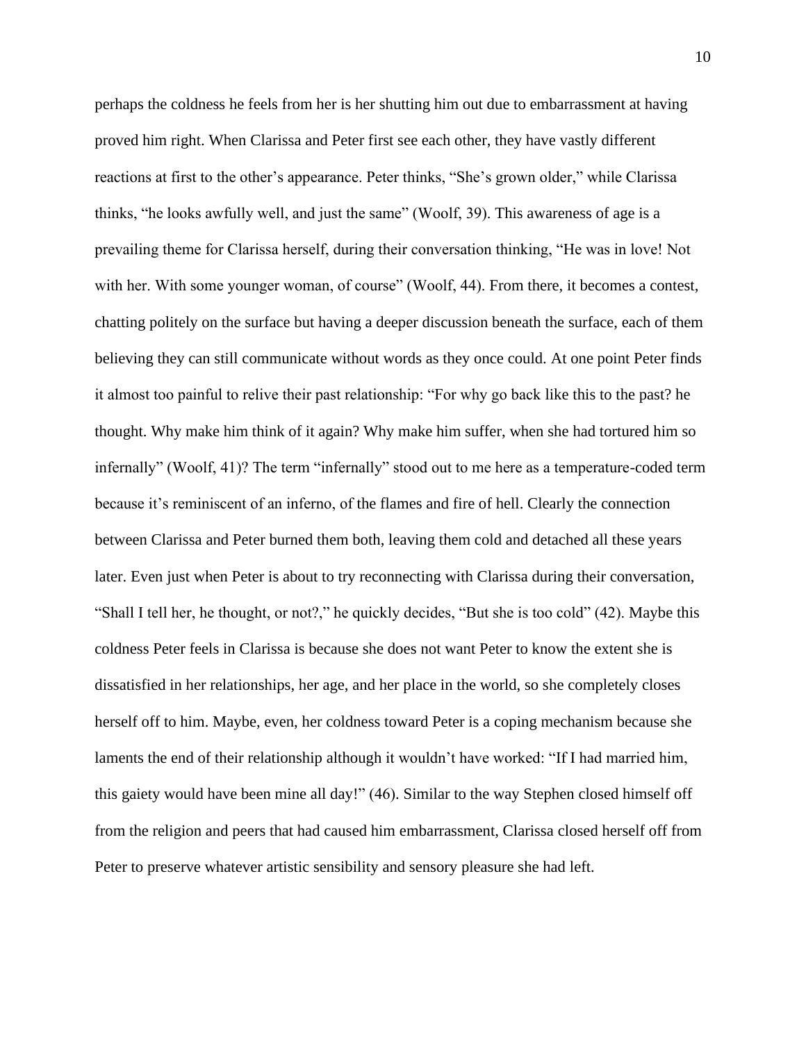perhaps the coldness he feels from her is her shutting him out due to embarrassment at having proved him right. When Clarissa and Peter first see each other, they have vastly different reactions at first to the other's appearance. Peter thinks, "She's grown older," while Clarissa thinks, "he looks awfully well, and just the same" (Woolf, 39). This awareness of age is a prevailing theme for Clarissa herself, during their conversation thinking, "He was in love! Not with her. With some younger woman, of course" (Woolf, 44). From there, it becomes a contest, chatting politely on the surface but having a deeper discussion beneath the surface, each of them believing they can still communicate without words as they once could. At one point Peter finds it almost too painful to relive their past relationship: "For why go back like this to the past? he thought. Why make him think of it again? Why make him suffer, when she had tortured him so infernally" (Woolf, 41)? The term "infernally" stood out to me here as a temperature-coded term because it's reminiscent of an inferno, of the flames and fire of hell. Clearly the connection between Clarissa and Peter burned them both, leaving them cold and detached all these years later. Even just when Peter is about to try reconnecting with Clarissa during their conversation, "Shall I tell her, he thought, or not?," he quickly decides, "But she is too cold" (42). Maybe this coldness Peter feels in Clarissa is because she does not want Peter to know the extent she is dissatisfied in her relationships, her age, and her place in the world, so she completely closes herself off to him. Maybe, even, her coldness toward Peter is a coping mechanism because she laments the end of their relationship although it wouldn't have worked: "If I had married him, this gaiety would have been mine all day!" (46). Similar to the way Stephen closed himself off from the religion and peers that had caused him embarrassment, Clarissa closed herself off from Peter to preserve whatever artistic sensibility and sensory pleasure she had left.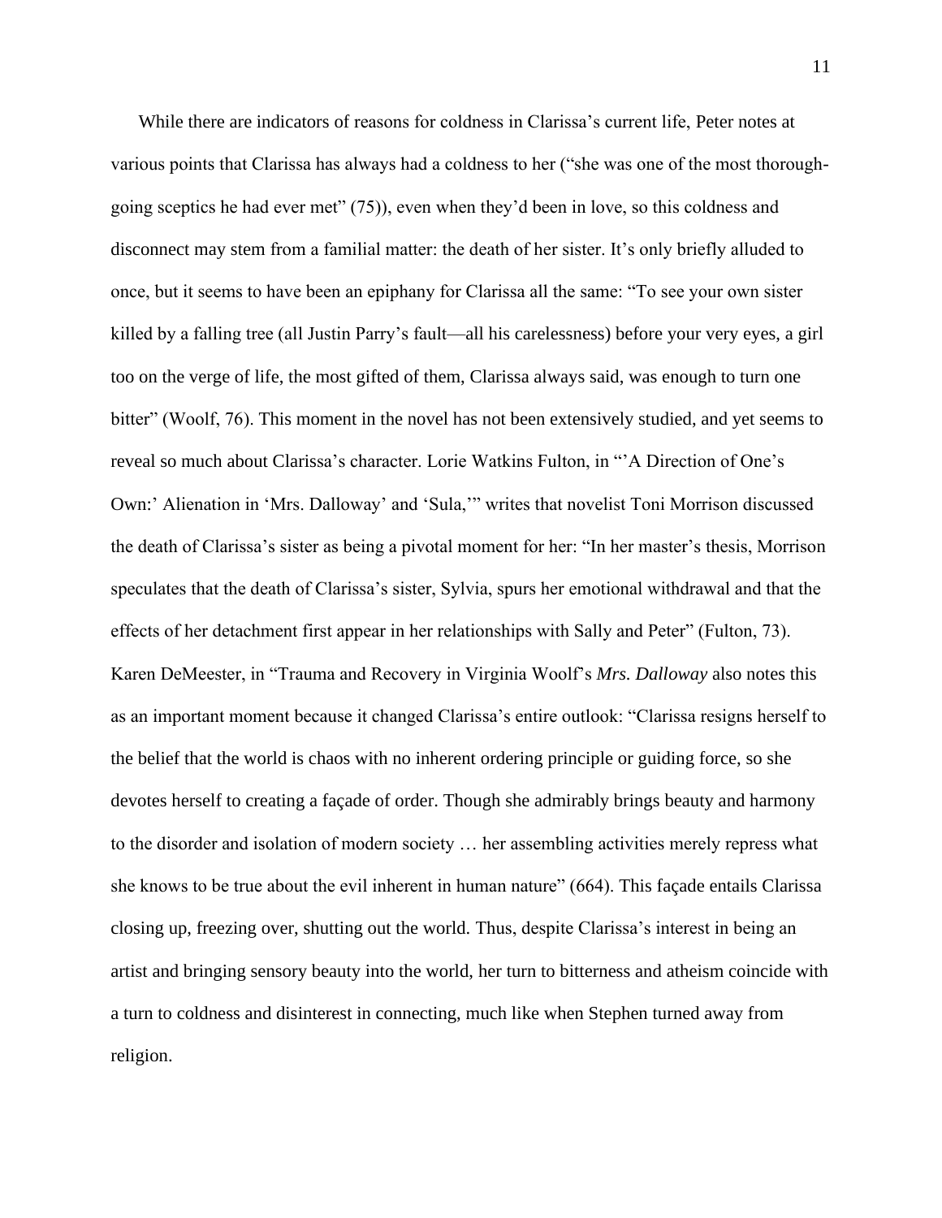While there are indicators of reasons for coldness in Clarissa's current life, Peter notes at various points that Clarissa has always had a coldness to her ("she was one of the most thorough-going sceptics he had ever met" (75)), even when they'd been in love, so this coldness and disconnect may stem from a familial matter: the death of her sister. It's only briefly alluded to once, but it seems to have been an epiphany for Clarissa all the same: "To see your own sister killed by a falling tree (all Justin Parry's fault—all his carelessness) before your very eyes, a girl too on the verge of life, the most gifted of them, Clarissa always said, was enough to turn one bitter" (Woolf, 76). This moment in the novel has not been extensively studied, and yet seems to reveal so much about Clarissa's character. Lorie Watkins Fulton, in "'A Direction of One's Own:' Alienation in 'Mrs. Dalloway' and 'Sula,'" writes that novelist Toni Morrison discussed the death of Clarissa's sister as being a pivotal moment for her: "In her master's thesis, Morrison speculates that the death of Clarissa's sister, Sylvia, spurs her emotional withdrawal and that the effects of her detachment first appear in her relationships with Sally and Peter" (Fulton, 73). Karen DeMeester, in "Trauma and Recovery in Virginia Woolf's *Mrs. Dalloway* also notes this as an important moment because it changed Clarissa's entire outlook: "Clarissa resigns herself to the belief that the world is chaos with no inherent ordering principle or guiding force, so she devotes herself to creating a façade of order. Though she admirably brings beauty and harmony to the disorder and isolation of modern society … her assembling activities merely repress what she knows to be true about the evil inherent in human nature" (664). This façade entails Clarissa closing up, freezing over, shutting out the world. Thus, despite Clarissa's interest in being an artist and bringing sensory beauty into the world, her turn to bitterness and atheism coincide with a turn to coldness and disinterest in connecting, much like when Stephen turned away from religion.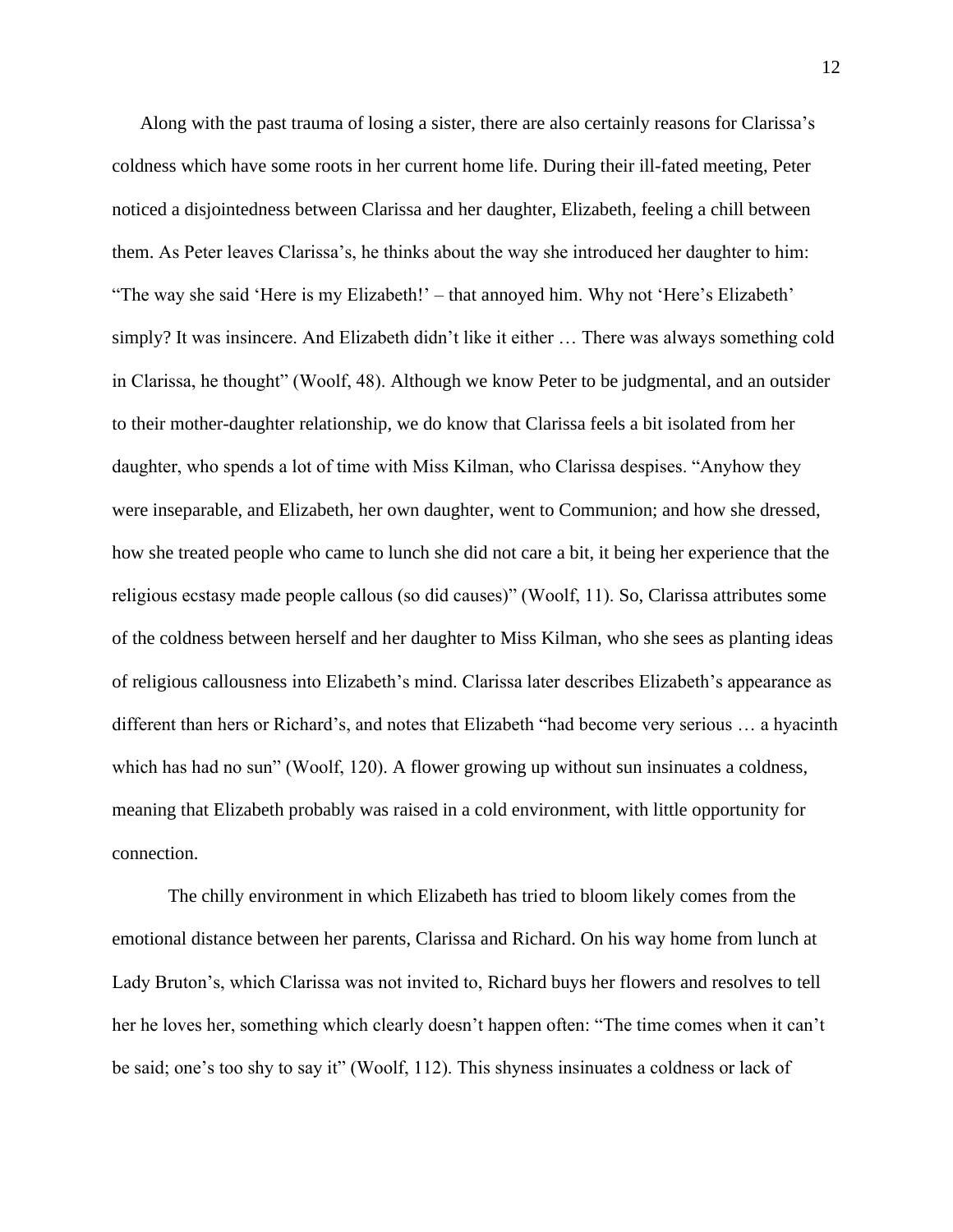Along with the past trauma of losing a sister, there are also certainly reasons for Clarissa's coldness which have some roots in her current home life. During their ill-fated meeting, Peter noticed a disjointedness between Clarissa and her daughter, Elizabeth, feeling a chill between them. As Peter leaves Clarissa's, he thinks about the way she introduced her daughter to him: "The way she said 'Here is my Elizabeth!' – that annoyed him. Why not 'Here's Elizabeth' simply? It was insincere. And Elizabeth didn't like it either … There was always something cold in Clarissa, he thought" (Woolf, 48). Although we know Peter to be judgmental, and an outsider to their mother-daughter relationship, we do know that Clarissa feels a bit isolated from her daughter, who spends a lot of time with Miss Kilman, who Clarissa despises. "Anyhow they were inseparable, and Elizabeth, her own daughter, went to Communion; and how she dressed, how she treated people who came to lunch she did not care a bit, it being her experience that the religious ecstasy made people callous (so did causes)" (Woolf, 11). So, Clarissa attributes some of the coldness between herself and her daughter to Miss Kilman, who she sees as planting ideas of religious callousness into Elizabeth's mind. Clarissa later describes Elizabeth's appearance as different than hers or Richard's, and notes that Elizabeth "had become very serious … a hyacinth which has had no sun" (Woolf, 120). A flower growing up without sun insinuates a coldness, meaning that Elizabeth probably was raised in a cold environment, with little opportunity for connection.

The chilly environment in which Elizabeth has tried to bloom likely comes from the emotional distance between her parents, Clarissa and Richard. On his way home from lunch at Lady Bruton's, which Clarissa was not invited to, Richard buys her flowers and resolves to tell her he loves her, something which clearly doesn't happen often: "The time comes when it can't be said; one's too shy to say it" (Woolf, 112). This shyness insinuates a coldness or lack of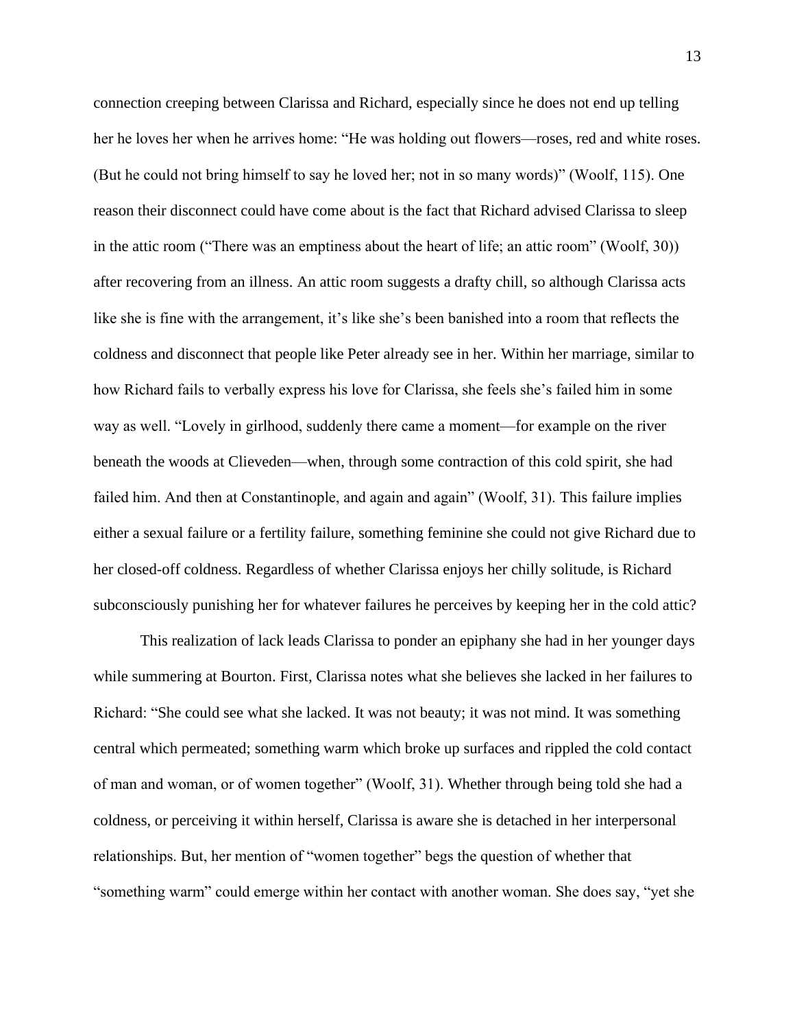connection creeping between Clarissa and Richard, especially since he does not end up telling her he loves her when he arrives home: "He was holding out flowers—roses, red and white roses. (But he could not bring himself to say he loved her; not in so many words)" (Woolf, 115). One reason their disconnect could have come about is the fact that Richard advised Clarissa to sleep in the attic room ("There was an emptiness about the heart of life; an attic room" (Woolf, 30)) after recovering from an illness. An attic room suggests a drafty chill, so although Clarissa acts like she is fine with the arrangement, it's like she's been banished into a room that reflects the coldness and disconnect that people like Peter already see in her. Within her marriage, similar to how Richard fails to verbally express his love for Clarissa, she feels she's failed him in some way as well. "Lovely in girlhood, suddenly there came a moment—for example on the river beneath the woods at Clieveden—when, through some contraction of this cold spirit, she had failed him. And then at Constantinople, and again and again" (Woolf, 31). This failure implies either a sexual failure or a fertility failure, something feminine she could not give Richard due to her closed-off coldness. Regardless of whether Clarissa enjoys her chilly solitude, is Richard subconsciously punishing her for whatever failures he perceives by keeping her in the cold attic?

This realization of lack leads Clarissa to ponder an epiphany she had in her younger days while summering at Bourton. First, Clarissa notes what she believes she lacked in her failures to Richard: "She could see what she lacked. It was not beauty; it was not mind. It was something central which permeated; something warm which broke up surfaces and rippled the cold contact of man and woman, or of women together" (Woolf, 31). Whether through being told she had a coldness, or perceiving it within herself, Clarissa is aware she is detached in her interpersonal relationships. But, her mention of "women together" begs the question of whether that "something warm" could emerge within her contact with another woman. She does say, "yet she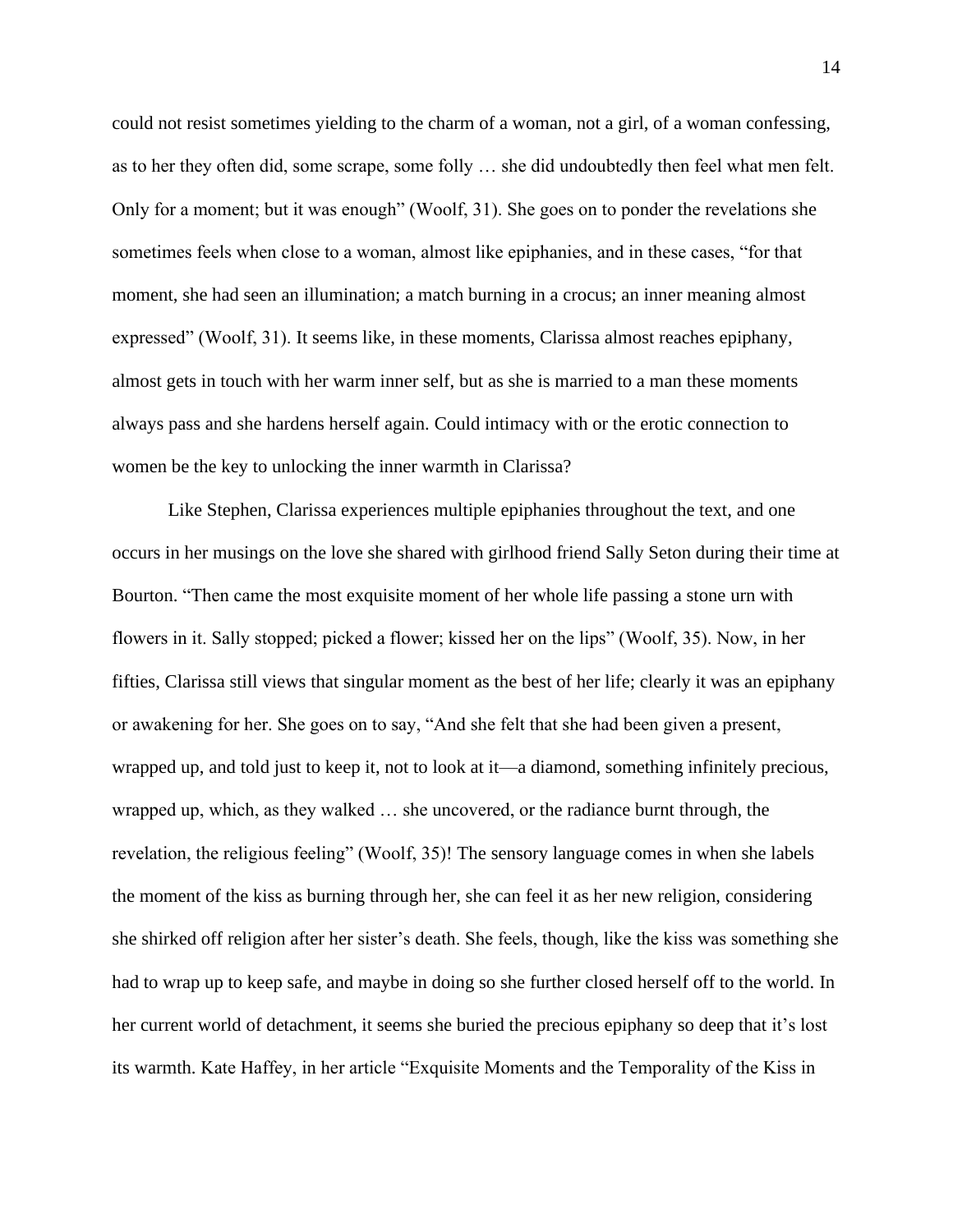could not resist sometimes yielding to the charm of a woman, not a girl, of a woman confessing, as to her they often did, some scrape, some folly … she did undoubtedly then feel what men felt. Only for a moment; but it was enough" (Woolf, 31). She goes on to ponder the revelations she sometimes feels when close to a woman, almost like epiphanies, and in these cases, "for that moment, she had seen an illumination; a match burning in a crocus; an inner meaning almost expressed" (Woolf, 31). It seems like, in these moments, Clarissa almost reaches epiphany, almost gets in touch with her warm inner self, but as she is married to a man these moments always pass and she hardens herself again. Could intimacy with or the erotic connection to women be the key to unlocking the inner warmth in Clarissa?

Like Stephen, Clarissa experiences multiple epiphanies throughout the text, and one occurs in her musings on the love she shared with girlhood friend Sally Seton during their time at Bourton. "Then came the most exquisite moment of her whole life passing a stone urn with flowers in it. Sally stopped; picked a flower; kissed her on the lips" (Woolf, 35). Now, in her fifties, Clarissa still views that singular moment as the best of her life; clearly it was an epiphany or awakening for her. She goes on to say, "And she felt that she had been given a present, wrapped up, and told just to keep it, not to look at it—a diamond, something infinitely precious, wrapped up, which, as they walked … she uncovered, or the radiance burnt through, the revelation, the religious feeling" (Woolf, 35)! The sensory language comes in when she labels the moment of the kiss as burning through her, she can feel it as her new religion, considering she shirked off religion after her sister's death. She feels, though, like the kiss was something she had to wrap up to keep safe, and maybe in doing so she further closed herself off to the world. In her current world of detachment, it seems she buried the precious epiphany so deep that it's lost its warmth. Kate Haffey, in her article "Exquisite Moments and the Temporality of the Kiss in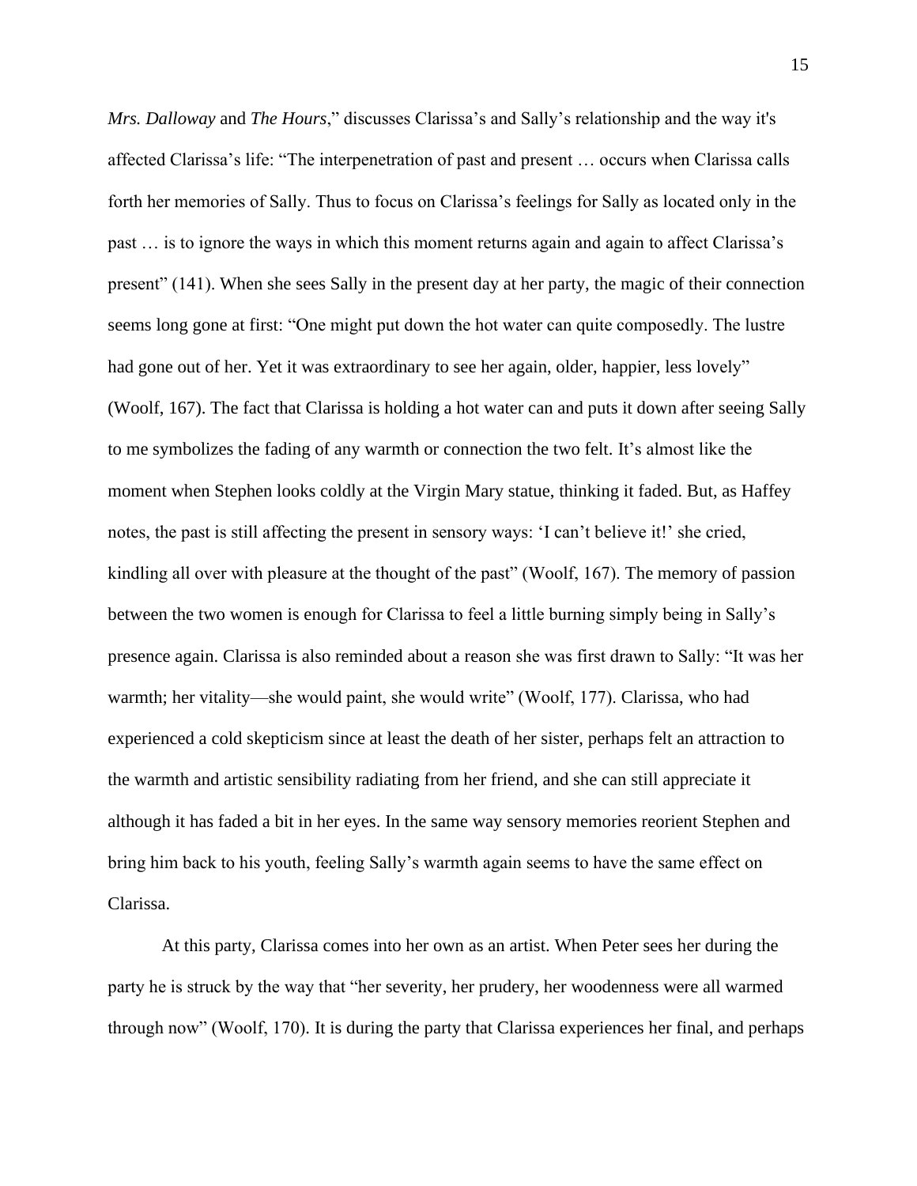*Mrs. Dalloway* and *The Hours*," discusses Clarissa's and Sally's relationship and the way it's affected Clarissa's life: "The interpenetration of past and present … occurs when Clarissa calls forth her memories of Sally. Thus to focus on Clarissa's feelings for Sally as located only in the past … is to ignore the ways in which this moment returns again and again to affect Clarissa's present" (141). When she sees Sally in the present day at her party, the magic of their connection seems long gone at first: "One might put down the hot water can quite composedly. The lustre had gone out of her. Yet it was extraordinary to see her again, older, happier, less lovely" (Woolf, 167). The fact that Clarissa is holding a hot water can and puts it down after seeing Sally to me symbolizes the fading of any warmth or connection the two felt. It's almost like the moment when Stephen looks coldly at the Virgin Mary statue, thinking it faded. But, as Haffey notes, the past is still affecting the present in sensory ways: 'I can't believe it!' she cried, kindling all over with pleasure at the thought of the past" (Woolf, 167). The memory of passion between the two women is enough for Clarissa to feel a little burning simply being in Sally's presence again. Clarissa is also reminded about a reason she was first drawn to Sally: "It was her warmth; her vitality—she would paint, she would write" (Woolf, 177). Clarissa, who had experienced a cold skepticism since at least the death of her sister, perhaps felt an attraction to the warmth and artistic sensibility radiating from her friend, and she can still appreciate it although it has faded a bit in her eyes. In the same way sensory memories reorient Stephen and bring him back to his youth, feeling Sally's warmth again seems to have the same effect on Clarissa.

At this party, Clarissa comes into her own as an artist. When Peter sees her during the party he is struck by the way that "her severity, her prudery, her woodenness were all warmed through now" (Woolf, 170). It is during the party that Clarissa experiences her final, and perhaps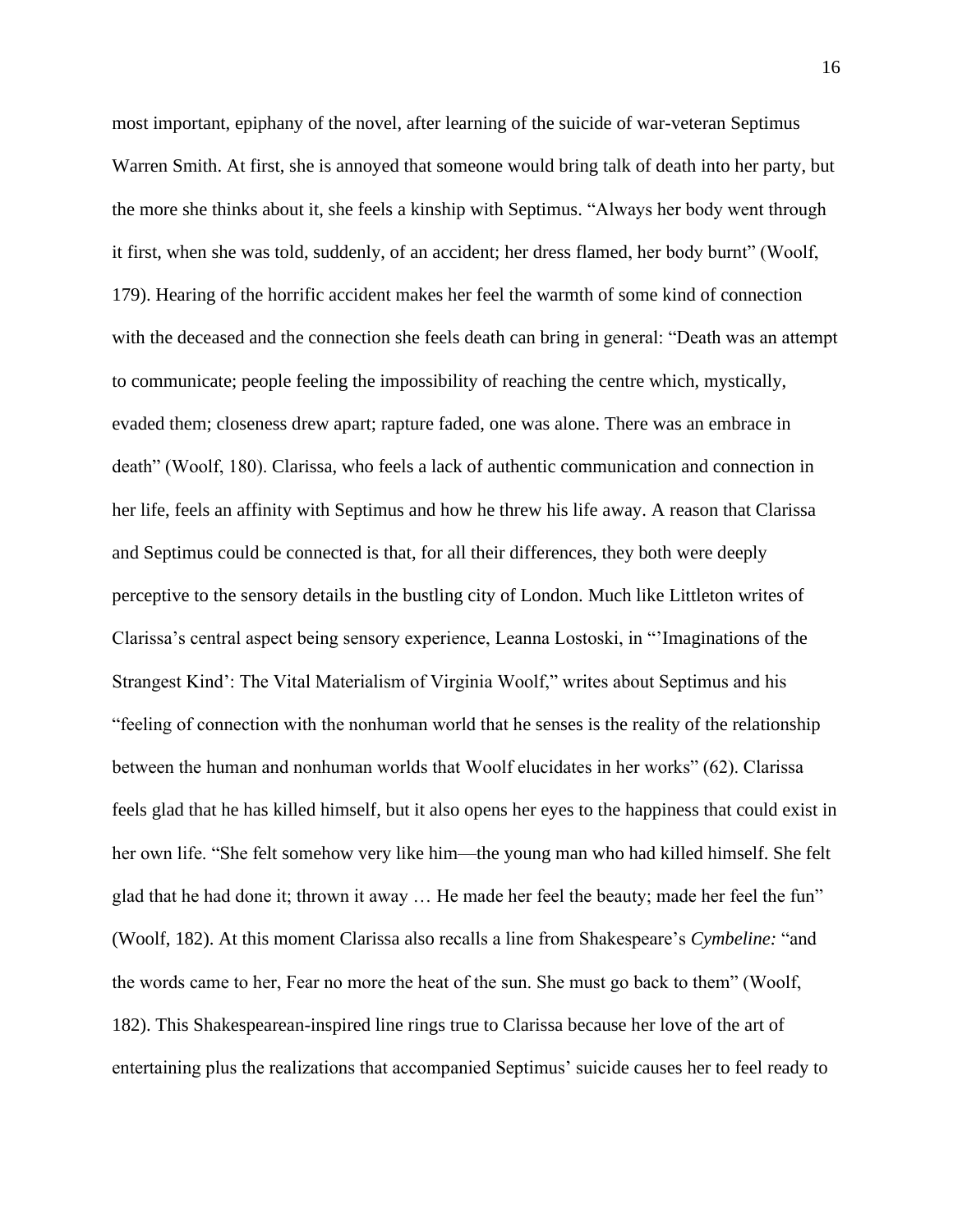most important, epiphany of the novel, after learning of the suicide of war-veteran Septimus Warren Smith. At first, she is annoyed that someone would bring talk of death into her party, but the more she thinks about it, she feels a kinship with Septimus. "Always her body went through it first, when she was told, suddenly, of an accident; her dress flamed, her body burnt" (Woolf, 179). Hearing of the horrific accident makes her feel the warmth of some kind of connection with the deceased and the connection she feels death can bring in general: "Death was an attempt to communicate; people feeling the impossibility of reaching the centre which, mystically, evaded them; closeness drew apart; rapture faded, one was alone. There was an embrace in death" (Woolf, 180). Clarissa, who feels a lack of authentic communication and connection in her life, feels an affinity with Septimus and how he threw his life away. A reason that Clarissa and Septimus could be connected is that, for all their differences, they both were deeply perceptive to the sensory details in the bustling city of London. Much like Littleton writes of Clarissa's central aspect being sensory experience, Leanna Lostoski, in "'Imaginations of the Strangest Kind': The Vital Materialism of Virginia Woolf," writes about Septimus and his "feeling of connection with the nonhuman world that he senses is the reality of the relationship between the human and nonhuman worlds that Woolf elucidates in her works" (62). Clarissa feels glad that he has killed himself, but it also opens her eyes to the happiness that could exist in her own life. "She felt somehow very like him—the young man who had killed himself. She felt glad that he had done it; thrown it away … He made her feel the beauty; made her feel the fun" (Woolf, 182). At this moment Clarissa also recalls a line from Shakespeare's *Cymbeline:* "and the words came to her, Fear no more the heat of the sun. She must go back to them" (Woolf, 182). This Shakespearean-inspired line rings true to Clarissa because her love of the art of entertaining plus the realizations that accompanied Septimus' suicide causes her to feel ready to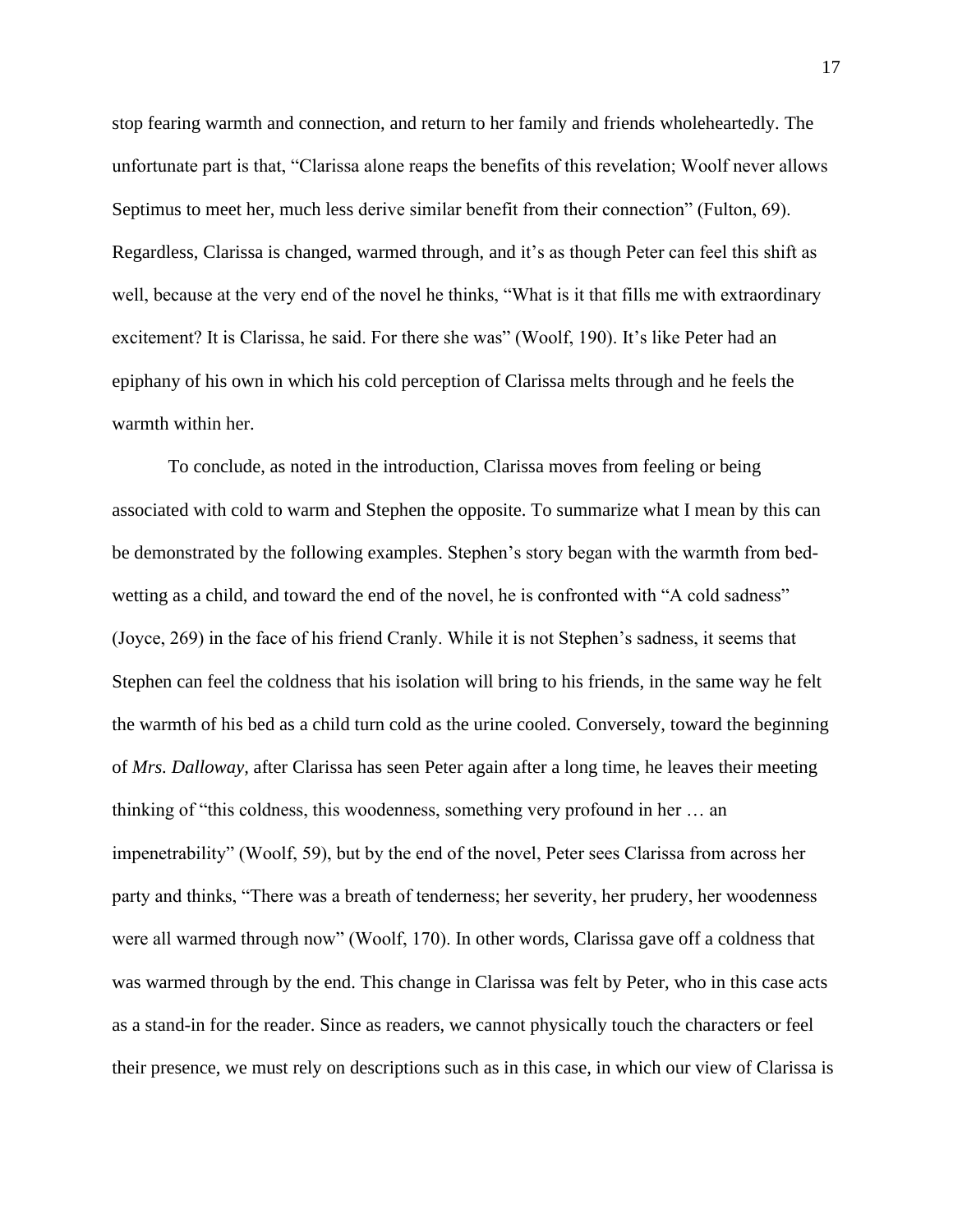stop fearing warmth and connection, and return to her family and friends wholeheartedly. The unfortunate part is that, "Clarissa alone reaps the benefits of this revelation; Woolf never allows Septimus to meet her, much less derive similar benefit from their connection" (Fulton, 69). Regardless, Clarissa is changed, warmed through, and it's as though Peter can feel this shift as well, because at the very end of the novel he thinks, "What is it that fills me with extraordinary excitement? It is Clarissa, he said. For there she was" (Woolf, 190). It's like Peter had an epiphany of his own in which his cold perception of Clarissa melts through and he feels the warmth within her.

To conclude, as noted in the introduction, Clarissa moves from feeling or being associated with cold to warm and Stephen the opposite. To summarize what I mean by this can be demonstrated by the following examples. Stephen's story began with the warmth from bed-wetting as a child, and toward the end of the novel, he is confronted with "A cold sadness" (Joyce, 269) in the face of his friend Cranly. While it is not Stephen's sadness, it seems that Stephen can feel the coldness that his isolation will bring to his friends, in the same way he felt the warmth of his bed as a child turn cold as the urine cooled. Conversely, toward the beginning of *Mrs. Dalloway*, after Clarissa has seen Peter again after a long time, he leaves their meeting thinking of "this coldness, this woodenness, something very profound in her … an impenetrability" (Woolf, 59), but by the end of the novel, Peter sees Clarissa from across her party and thinks, "There was a breath of tenderness; her severity, her prudery, her woodenness were all warmed through now" (Woolf, 170). In other words, Clarissa gave off a coldness that was warmed through by the end. This change in Clarissa was felt by Peter, who in this case acts as a stand-in for the reader. Since as readers, we cannot physically touch the characters or feel their presence, we must rely on descriptions such as in this case, in which our view of Clarissa is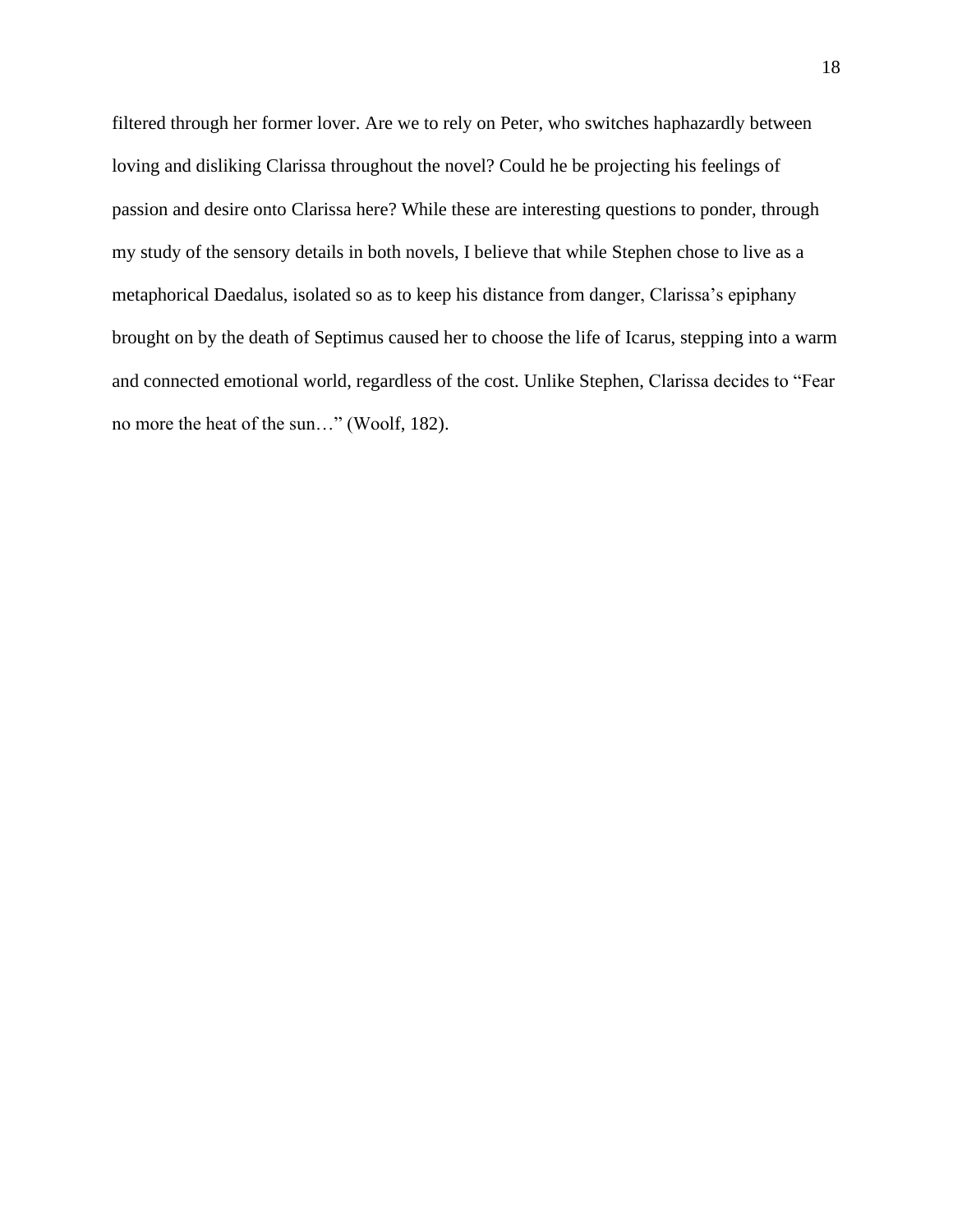filtered through her former lover. Are we to rely on Peter, who switches haphazardly between loving and disliking Clarissa throughout the novel? Could he be projecting his feelings of passion and desire onto Clarissa here? While these are interesting questions to ponder, through my study of the sensory details in both novels, I believe that while Stephen chose to live as a metaphorical Daedalus, isolated so as to keep his distance from danger, Clarissa's epiphany brought on by the death of Septimus caused her to choose the life of Icarus, stepping into a warm and connected emotional world, regardless of the cost. Unlike Stephen, Clarissa decides to "Fear no more the heat of the sun…" (Woolf, 182).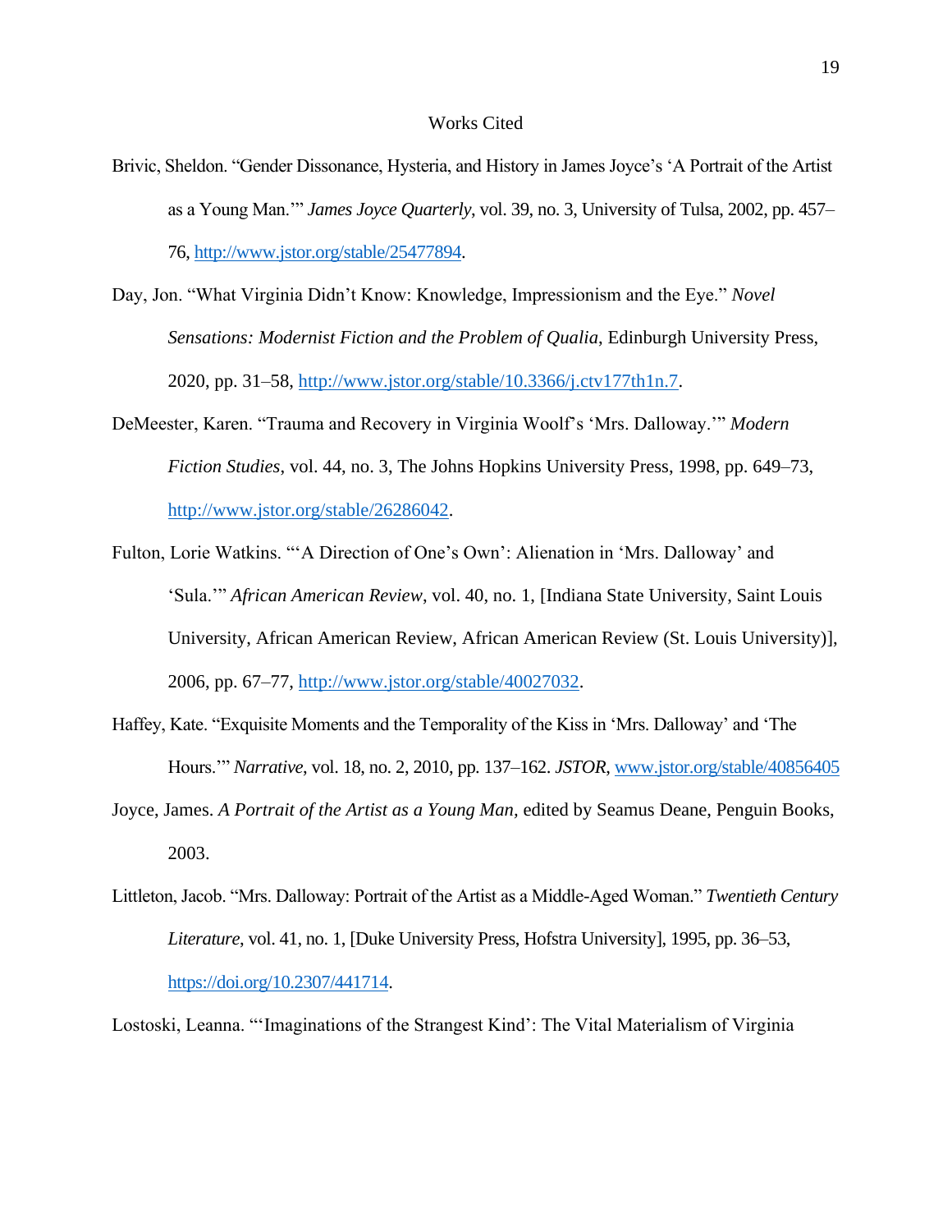# Works Cited

Brivic, Sheldon. "Gender Dissonance, Hysteria, and History in James Joyce's 'A Portrait of the Artist as a Young Man.'" *James Joyce Quarterly*, vol. 39, no. 3, University of Tulsa, 2002, pp. 457–76, http://www.jstor.org/stable/25477894.

Day, Jon. "What Virginia Didn't Know: Knowledge, Impressionism and the Eye." *Novel Sensations: Modernist Fiction and the Problem of Qualia*, Edinburgh University Press, 2020, pp. 31–58, http://www.jstor.org/stable/10.3366/j.ctv177th1n.7.

DeMeester, Karen. "Trauma and Recovery in Virginia Woolf's 'Mrs. Dalloway.'" *Modern Fiction Studies*, vol. 44, no. 3, The Johns Hopkins University Press, 1998, pp. 649–73, http://www.jstor.org/stable/26286042.

Fulton, Lorie Watkins. "'A Direction of One's Own': Alienation in 'Mrs. Dalloway' and 'Sula.'" *African American Review*, vol. 40, no. 1, [Indiana State University, Saint Louis University, African American Review, African American Review (St. Louis University)], 2006, pp. 67–77, http://www.jstor.org/stable/40027032.

Haffey, Kate. "Exquisite Moments and the Temporality of the Kiss in 'Mrs. Dalloway' and 'The Hours.'" *Narrative*, vol. 18, no. 2, 2010, pp. 137–162. *JSTOR*, www.jstor.org/stable/40856405

Joyce, James. *A Portrait of the Artist as a Young Man*, edited by Seamus Deane, Penguin Books, 2003.

Littleton, Jacob. "Mrs. Dalloway: Portrait of the Artist as a Middle-Aged Woman." *Twentieth Century Literature*, vol. 41, no. 1, [Duke University Press, Hofstra University], 1995, pp. 36–53, https://doi.org/10.2307/441714.

Lostoski, Leanna. "'Imaginations of the Strangest Kind': The Vital Materialism of Virginia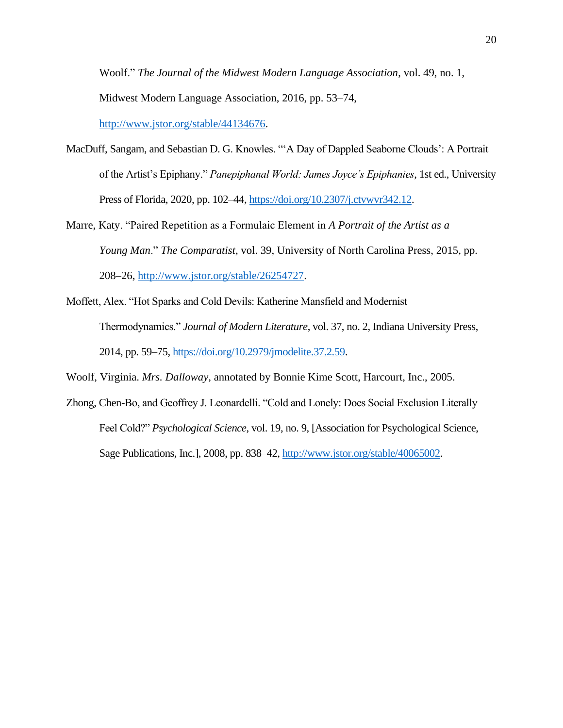Woolf." *The Journal of the Midwest Modern Language Association*, vol. 49, no. 1, Midwest Modern Language Association, 2016, pp. 53–74, http://www.jstor.org/stable/44134676.

MacDuff, Sangam, and Sebastian D. G. Knowles. "'A Day of Dappled Seaborne Clouds': A Portrait of the Artist's Epiphany." *Panepiphanal World: James Joyce's Epiphanies*, 1st ed., University Press of Florida, 2020, pp. 102–44, https://doi.org/10.2307/j.ctvwvr342.12.

Marre, Katy. "Paired Repetition as a Formulaic Element in *A Portrait of the Artist as a Young Man*." *The Comparatist*, vol. 39, University of North Carolina Press, 2015, pp. 208–26, http://www.jstor.org/stable/26254727.

Moffett, Alex. "Hot Sparks and Cold Devils: Katherine Mansfield and Modernist Thermodynamics." *Journal of Modern Literature*, vol. 37, no. 2, Indiana University Press, 2014, pp. 59–75, https://doi.org/10.2979/jmodelite.37.2.59.

Woolf, Virginia. *Mrs. Dalloway*, annotated by Bonnie Kime Scott, Harcourt, Inc., 2005.

Zhong, Chen-Bo, and Geoffrey J. Leonardelli. "Cold and Lonely: Does Social Exclusion Literally Feel Cold?" *Psychological Science*, vol. 19, no. 9, [Association for Psychological Science, Sage Publications, Inc.], 2008, pp. 838–42, http://www.jstor.org/stable/40065002.